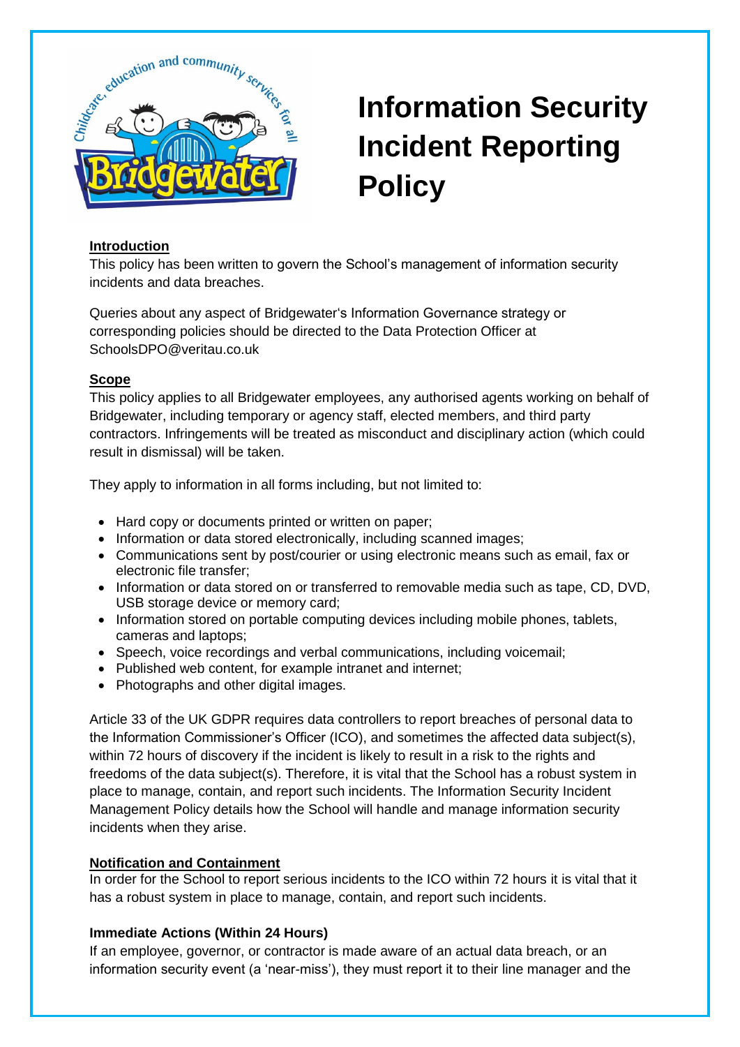# Information Security Incident Reporting Policy

**Introduction**

This policy has been written to govern the School's management of information security incidents and data breaches.

Queries about any aspect of Bridgewater's Information Governance strategy or corresponding policies should be directed to the Data Protection Officer at SchoolsDPO@veritau.co.uk

**Scope**

This policy applies to all Bridgewater employees, any authorised agents working on behalf of Bridgewater, including temporary or agency staff, elected members, and third party contractors. Infringements will be treated as misconduct and disciplinary action (which could result in dismissal) will be taken.

They apply to information in all forms including, but not limited to:

- Hard copy or documents printed or written on paper;
- Information or data stored electronically, including scanned images;
- Communications sent by post/courier or using electronic means such as email, fax or electronic file transfer;
- Information or data stored on or transferred to removable media such as tape, CD, DVD, USB storage device or memory card;
- Information stored on portable computing devices including mobile phones, tablets, cameras and laptops;
- Speech, voice recordings and verbal communications, including voicemail;
- Published web content, for example intranet and internet;
- Photographs and other digital images.

Article 33 of the UK GDPR requires data controllers to report breaches of personal data to the Information Commissioner's Officer (ICO), and sometimes the affected data subject(s), within 72 hours of discovery if the incident is likely to result in a risk to the rights and freedoms of the data subject(s). Therefore, it is vital that the School has a robust system in place to manage, contain, and report such incidents. The Information Security Incident Management Policy details how the School will handle and manage information security incidents when they arise.

**Notification and Containment**

In order for the School to report serious incidents to the ICO within 72 hours it is vital that it has a robust system in place to manage, contain, and report such incidents.

**Immediate Actions (Within 24 Hours)**

If an employee, governor, or contractor is made aware of an actual data breach, or an information security event (a 'near-miss'), they must report it to their line manager and the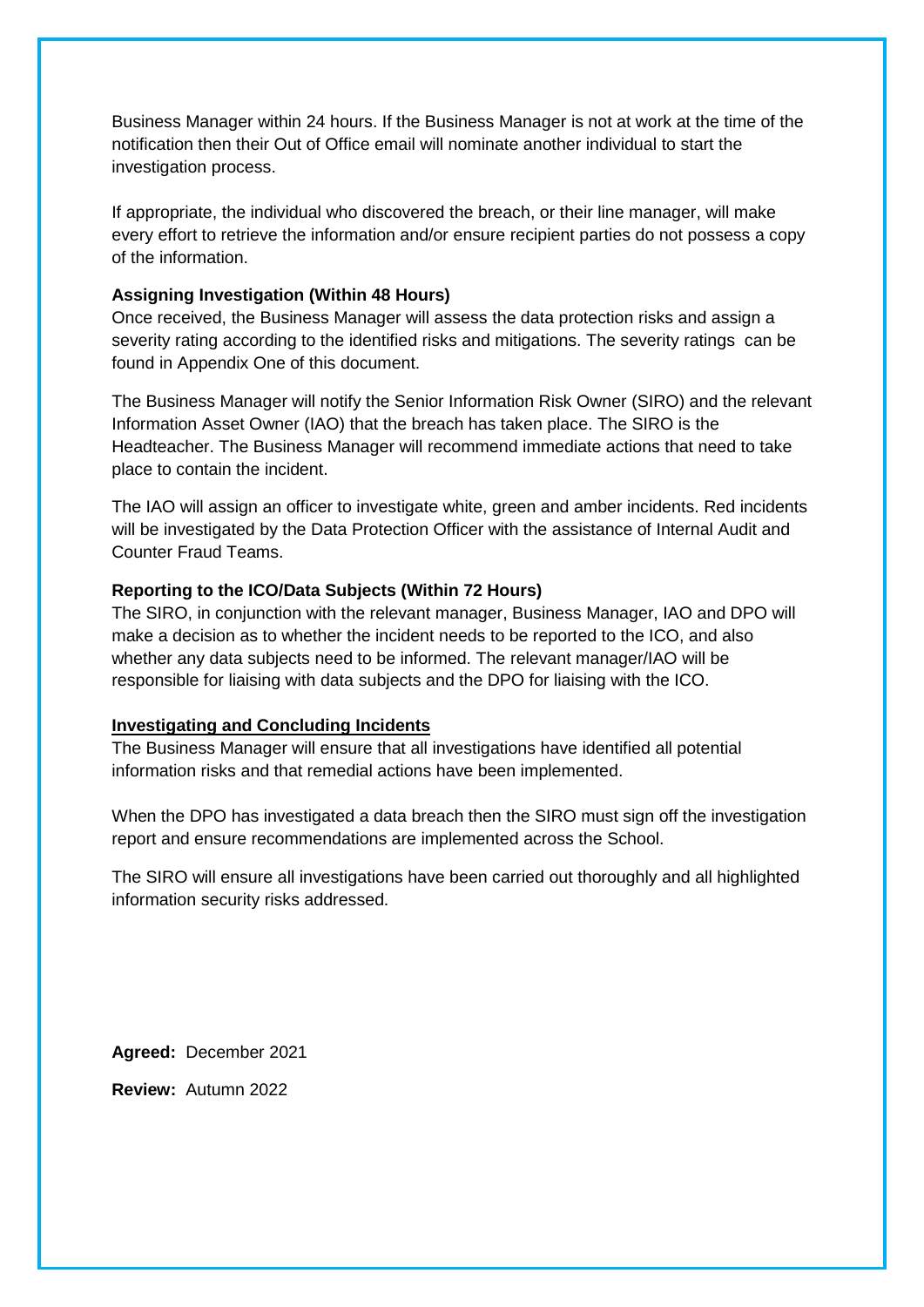Business Manager within 24 hours. If the Business Manager is not at work at the time of the notification then their Out of Office email will nominate another individual to start the investigation process.

If appropriate, the individual who discovered the breach, or their line manager, will make every effort to retrieve the information and/or ensure recipient parties do not possess a copy of the information.

**Assigning Investigation (Within 48 Hours)**

Once received, the Business Manager will assess the data protection risks and assign a severity rating according to the identified risks and mitigations. The severity ratings can be found in Appendix One of this document.

The Business Manager will notify the Senior Information Risk Owner (SIRO) and the relevant Information Asset Owner (IAO) that the breach has taken place. The SIRO is the Headteacher. The Business Manager will recommend immediate actions that need to take place to contain the incident.

The IAO will assign an officer to investigate white, green and amber incidents. Red incidents will be investigated by the Data Protection Officer with the assistance of Internal Audit and Counter Fraud Teams.

**Reporting to the ICO/Data Subjects (Within 72 Hours)**

The SIRO, in conjunction with the relevant manager, Business Manager, IAO and DPO will make a decision as to whether the incident needs to be reported to the ICO, and also whether any data subjects need to be informed. The relevant manager/IAO will be responsible for liaising with data subjects and the DPO for liaising with the ICO.

**Investigating and Concluding Incidents**

The Business Manager will ensure that all investigations have identified all potential information risks and that remedial actions have been implemented.

When the DPO has investigated a data breach then the SIRO must sign off the investigation report and ensure recommendations are implemented across the School.

The SIRO will ensure all investigations have been carried out thoroughly and all highlighted information security risks addressed.

**Agreed:** December 2021

**Review:** Autumn 2022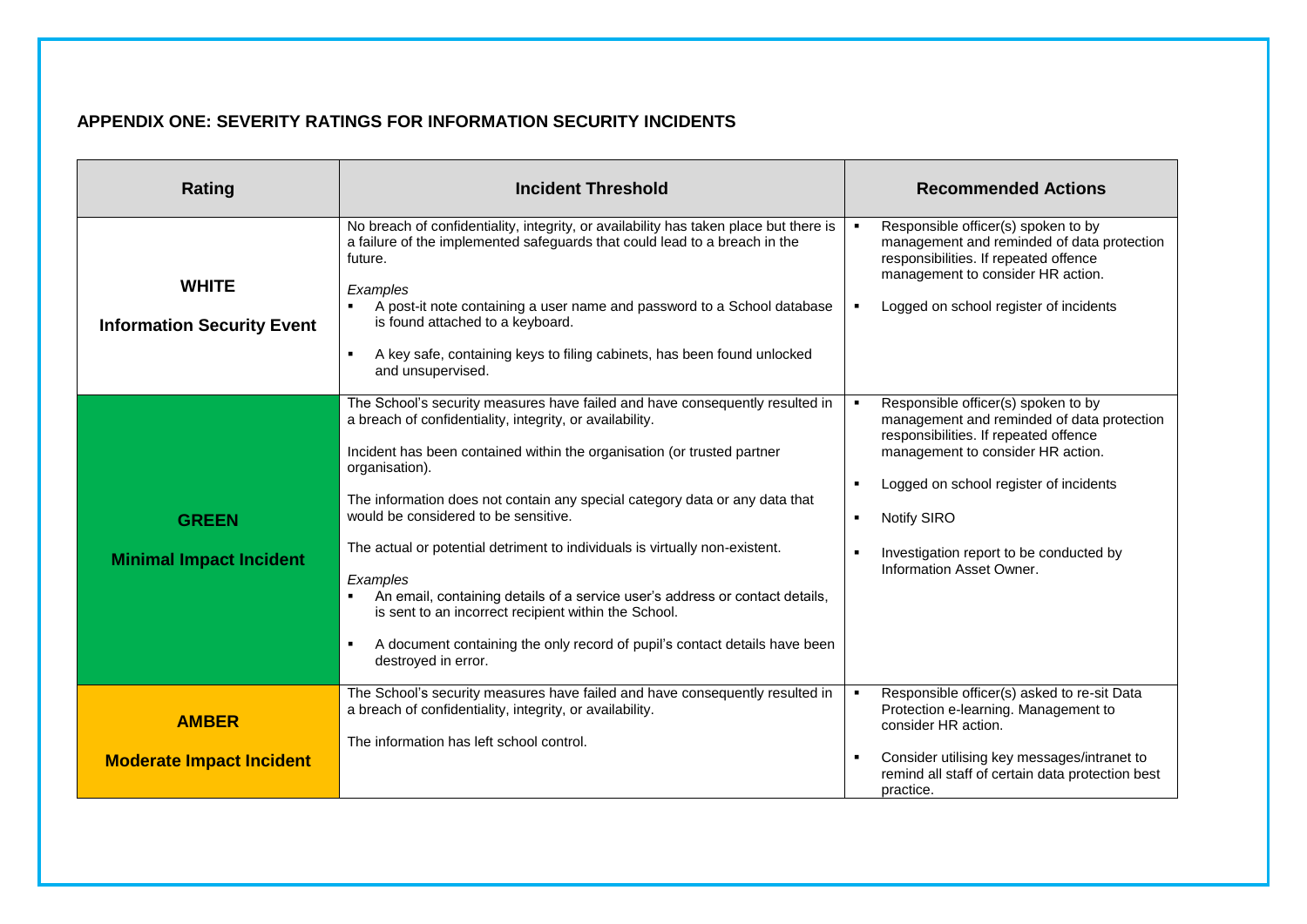## APPENDIX ONE: SEVERITY RATINGS FOR INFORMATION SECURITY INCIDENTS

| Rating | Incident Threshold | Recommended Actions |
|---|---|---|
| **WHITE**<br><br>**Information Security Event** | No breach of confidentiality, integrity, or availability has taken place but there is a failure of the implemented safeguards that could lead to a breach in the future.<br><br>*Examples*<br>▪ A post-it note containing a user name and password to a School database is found attached to a keyboard.<br>▪ A key safe, containing keys to filing cabinets, has been found unlocked and unsupervised. | ▪ Responsible officer(s) spoken to by management and reminded of data protection responsibilities. If repeated offence management to consider HR action.<br>▪ Logged on school register of incidents |
| **GREEN**<br><br>**Minimal Impact Incident** | The School's security measures have failed and have consequently resulted in a breach of confidentiality, integrity, or availability.<br><br>Incident has been contained within the organisation (or trusted partner organisation).<br><br>The information does not contain any special category data or any data that would be considered to be sensitive.<br><br>The actual or potential detriment to individuals is virtually non-existent.<br><br>*Examples*<br>▪ An email, containing details of a service user's address or contact details, is sent to an incorrect recipient within the School.<br>▪ A document containing the only record of pupil's contact details have been destroyed in error. | ▪ Responsible officer(s) spoken to by management and reminded of data protection responsibilities. If repeated offence management to consider HR action.<br>▪ Logged on school register of incidents<br>▪ Notify SIRO<br>▪ Investigation report to be conducted by Information Asset Owner. |
| **AMBER**<br><br>**Moderate Impact Incident** | The School's security measures have failed and have consequently resulted in a breach of confidentiality, integrity, or availability.<br><br>The information has left school control. | ▪ Responsible officer(s) asked to re-sit Data Protection e-learning. Management to consider HR action.<br>▪ Consider utilising key messages/intranet to remind all staff of certain data protection best practice. |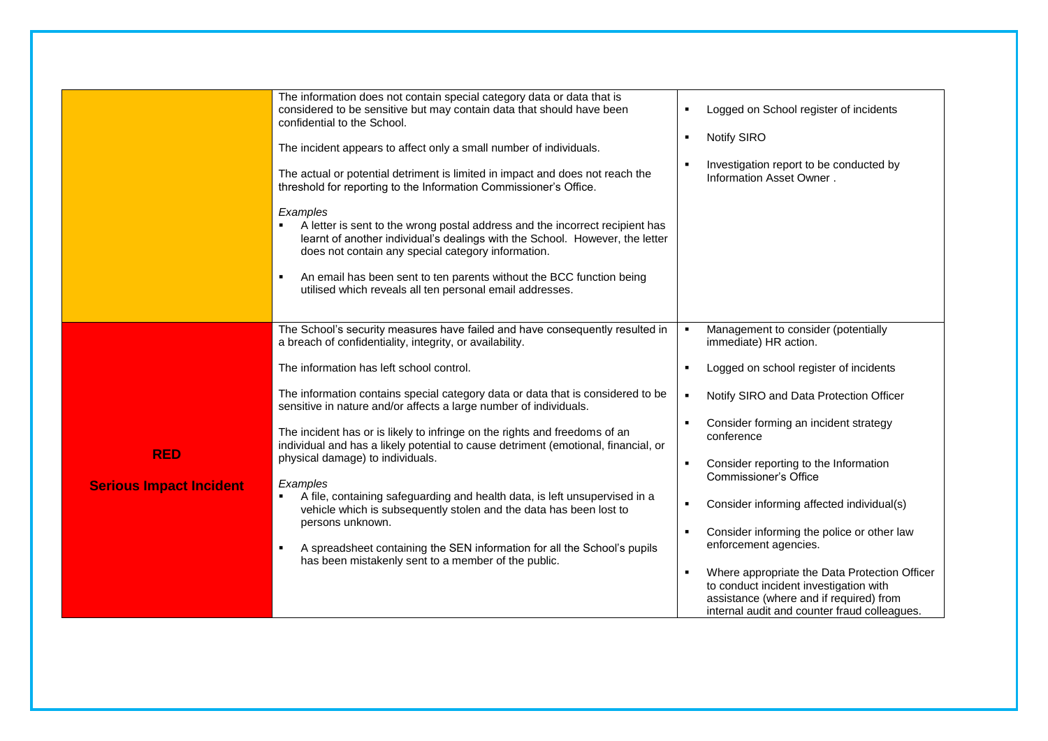| | | |
|---|---|---|
| | The information does not contain special category data or data that is considered to be sensitive but may contain data that should have been confidential to the School.<br><br>The incident appears to affect only a small number of individuals.<br><br>The actual or potential detriment is limited in impact and does not reach the threshold for reporting to the Information Commissioner's Office.<br><br>*Examples*<br>▪ A letter is sent to the wrong postal address and the incorrect recipient has learnt of another individual's dealings with the School. However, the letter does not contain any special category information.<br>▪ An email has been sent to ten parents without the BCC function being utilised which reveals all ten personal email addresses. | ▪ Logged on School register of incidents<br>▪ Notify SIRO<br>▪ Investigation report to be conducted by Information Asset Owner . |
| **RED**<br><br>**Serious Impact Incident** | The School's security measures have failed and have consequently resulted in a breach of confidentiality, integrity, or availability.<br><br>The information has left school control.<br><br>The information contains special category data or data that is considered to be sensitive in nature and/or affects a large number of individuals.<br><br>The incident has or is likely to infringe on the rights and freedoms of an individual and has a likely potential to cause detriment (emotional, financial, or physical damage) to individuals.<br><br>*Examples*<br>▪ A file, containing safeguarding and health data, is left unsupervised in a vehicle which is subsequently stolen and the data has been lost to persons unknown.<br>▪ A spreadsheet containing the SEN information for all the School's pupils has been mistakenly sent to a member of the public. | ▪ Management to consider (potentially immediate) HR action.<br>▪ Logged on school register of incidents<br>▪ Notify SIRO and Data Protection Officer<br>▪ Consider forming an incident strategy conference<br>▪ Consider reporting to the Information Commissioner's Office<br>▪ Consider informing affected individual(s)<br>▪ Consider informing the police or other law enforcement agencies.<br>▪ Where appropriate the Data Protection Officer to conduct incident investigation with assistance (where and if required) from internal audit and counter fraud colleagues. |